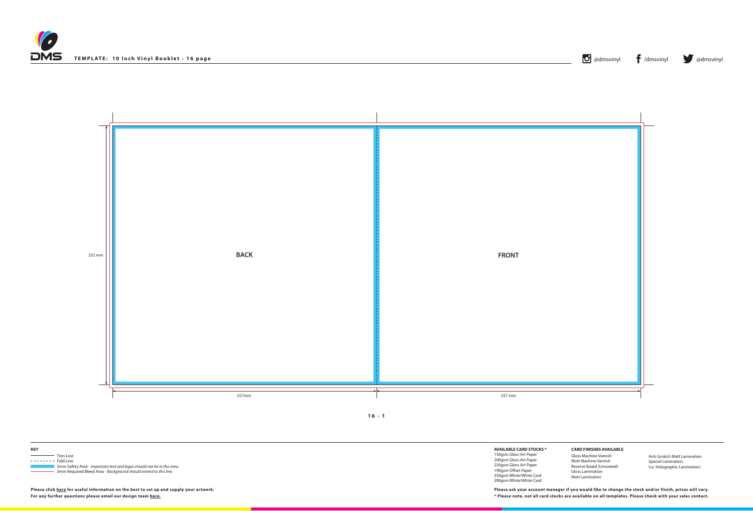**TEMPLATE: 10 Inch Vinyl Booklet - 16 page**

@dmsvinyl /dmsvinyl @dmsvinyl

252 mm

**BACK**

**FRONT**

257mm

257 mm

**16 - 1**

**KEY**

- Trim Line
- Fold Line
- 3mm Safety Area - *Important text and logos should not be in this area.*
- 3mm Required Bleed Area - *Background should extend to this line.*

**Please click here for useful information on the best to set up and supply your artwork.**
**For any further questions please email our design team here.**

**AVAILABLE CARD STOCKS ***

- 150gsm Gloss Art Paper
- 200gsm Gloss Art Paper
- 250gsm Gloss Art Paper
- 190gsm Offset Paper
- 350gsm White/White Card
- 300gsm White/White Card

**CARD FINISHES AVAILABLE**

- Gloss Machine Varnish
- Matt Machine Varnish
- Reverse Board (Uncoated)
- Gloss Lamination
- Matt Lamination
- Anti-Scratch Matt Lamination
- Special Lamination (i.e. Holographic Lamination)

**Please ask your account manager if you would like to change the stock and/or finish, prices will vary.**
**\* Please note, not all card stocks are available on all templates. Please check with your sales contact.**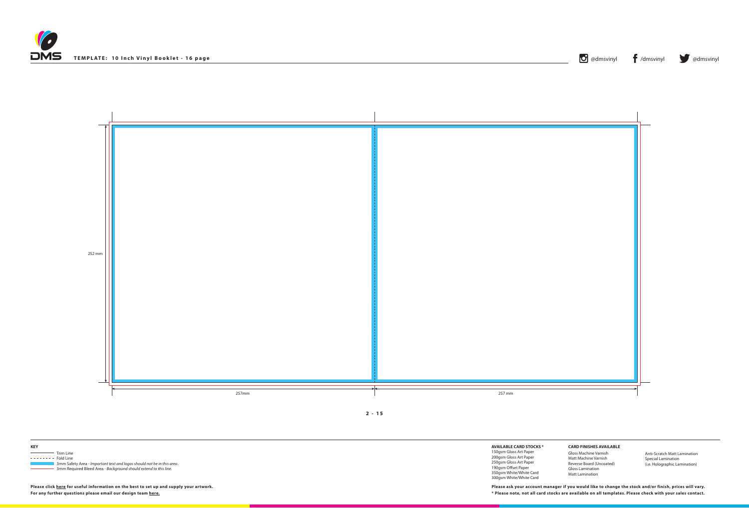**TEMPLATE: 10 Inch Vinyl Booklet - 16 page**

@dmsvinyl /dmsvinyl @dmsvinyl

252 mm

257mm

257 mm

**2 - 15**

**KEY**

- Trim Line
- Fold Line
- 3mm Safety Area - *Important text and logos should not be in this area.*
- 3mm Required Bleed Area - *Background should extend to this line.*

**Please click here for useful information on the best to set up and supply your artwork.**
**For any further questions please email our design team here.**

**AVAILABLE CARD STOCKS \***
150gsm Gloss Art Paper
200gsm Gloss Art Paper
250gsm Gloss Art Paper
190gsm Offset Paper
350gsm White/White Card
300gsm White/White Card

**CARD FINISHES AVAILABLE**
Gloss Machine Varnish
Matt Machine Varnish
Reverse Board (Uncoated)
Gloss Lamination
Matt Lamination
Anti-Scratch Matt Lamination
Special Lamination
(i.e. Holographic Lamination)

**Please ask your account manager if you would like to change the stock and/or finish, prices will vary.**
**\* Please note, not all card stocks are available on all templates. Please check with your sales contact.**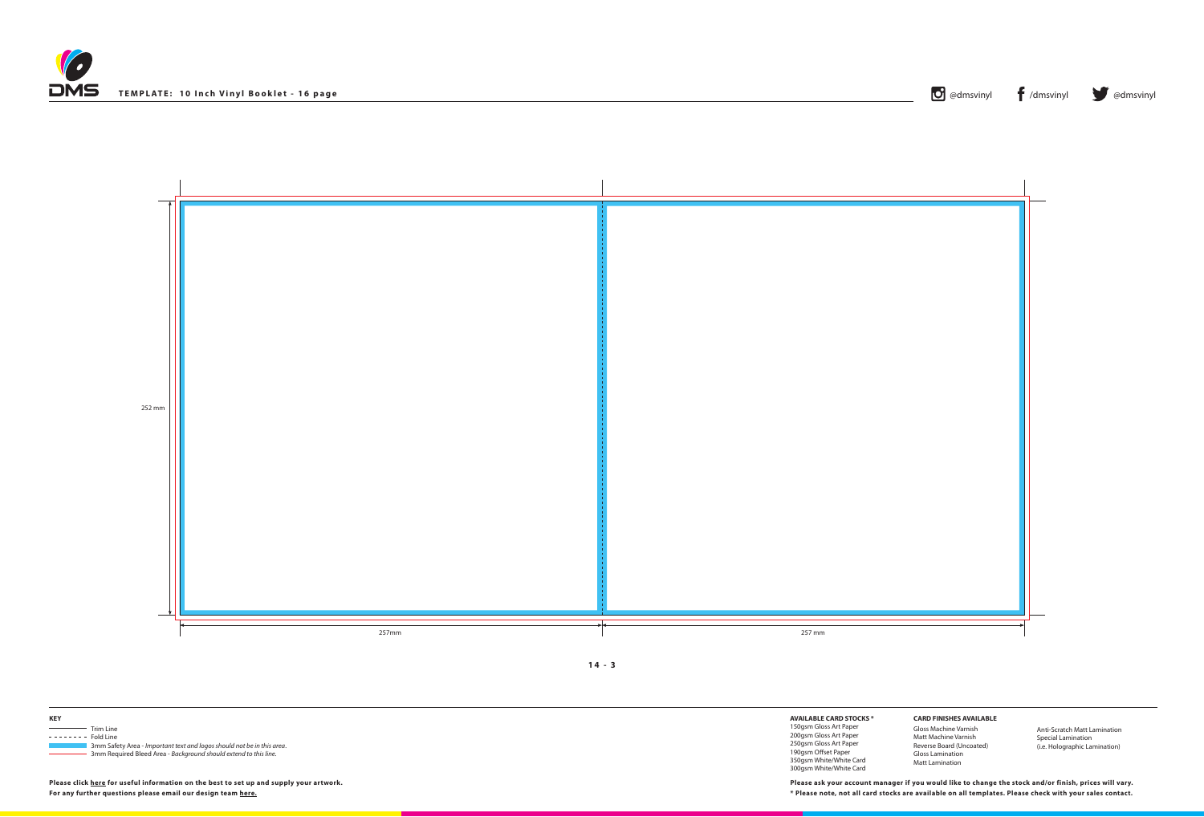**TEMPLATE: 10 Inch Vinyl Booklet - 16 page**

@dmsvinyl /dmsvinyl @dmsvinyl

252 mm

257mm

257 mm

**14 - 3**

**KEY**

- Trim Line
- Fold Line
- 3mm Safety Area - *Important text and logos should not be in this area.*
- 3mm Required Bleed Area - *Background should extend to this line.*

**Please click here for useful information on the best to set up and supply your artwork.**
**For any further questions please email our design team here.**

**AVAILABLE CARD STOCKS ***

150gsm Gloss Art Paper
200gsm Gloss Art Paper
250gsm Gloss Art Paper
190gsm Offset Paper
350gsm White/White Card
300gsm White/White Card

**CARD FINISHES AVAILABLE**

Gloss Machine Varnish
Matt Machine Varnish
Reverse Board (Uncoated)
Gloss Lamination
Matt Lamination
Anti-Scratch Matt Lamination
Special Lamination
(i.e. Holographic Lamination)

**Please ask your account manager if you would like to change the stock and/or finish, prices will vary.**
**\* Please note, not all card stocks are available on all templates. Please check with your sales contact.**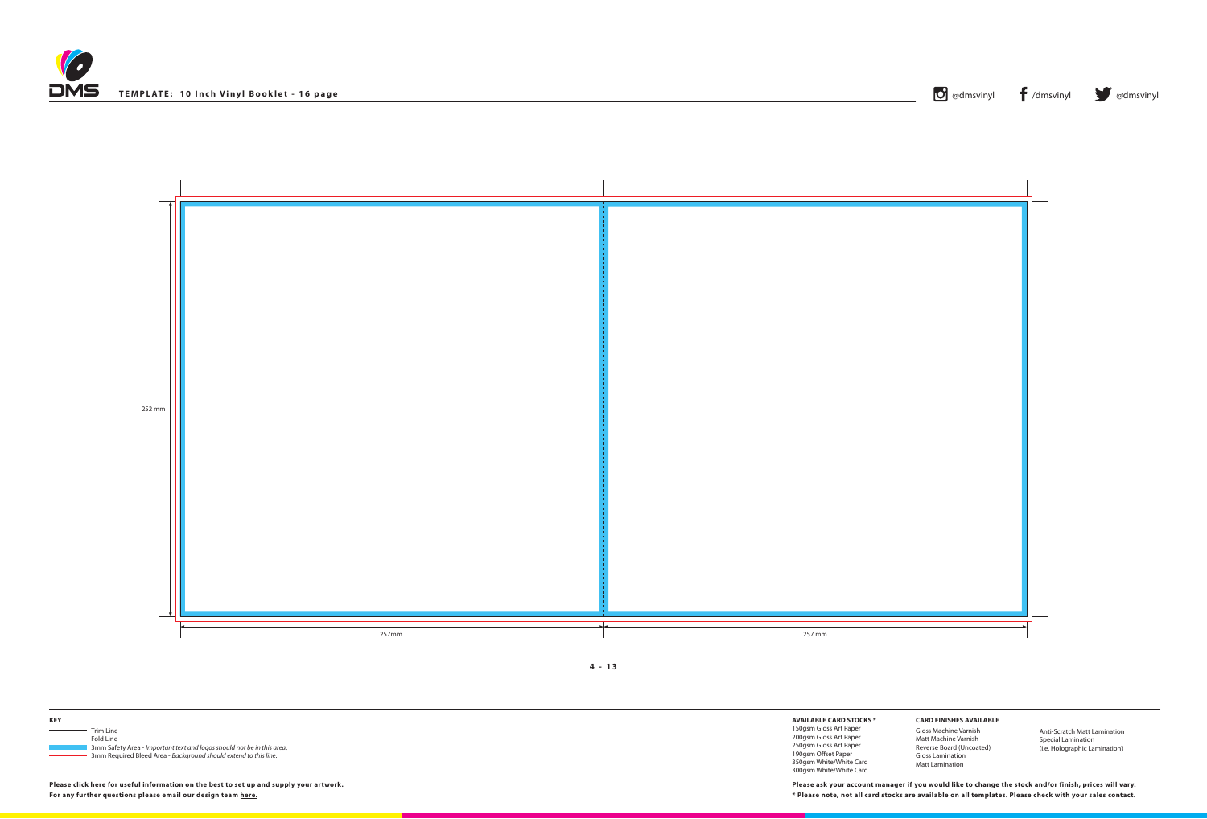**TEMPLATE: 10 Inch Vinyl Booklet - 16 page**

@dmsvinyl /dmsvinyl @dmsvinyl

252 mm

257mm

257 mm

**4 - 13**

**KEY**

- Trim Line
- Fold Line
- 3mm Safety Area - *Important text and logos should not be in this area.*
- 3mm Required Bleed Area - *Background should extend to this line.*

**Please click here for useful information on the best to set up and supply your artwork.**
**For any further questions please email our design team here.**

**AVAILABLE CARD STOCKS ***

150gsm Gloss Art Paper
200gsm Gloss Art Paper
250gsm Gloss Art Paper
190gsm Offset Paper
350gsm White/White Card
300gsm White/White Card

**CARD FINISHES AVAILABLE**

Gloss Machine Varnish
Matt Machine Varnish
Reverse Board (Uncoated)
Gloss Lamination
Matt Lamination
Anti-Scratch Matt Lamination
Special Lamination
(i.e. Holographic Lamination)

**Please ask your account manager if you would like to change the stock and/or finish, prices will vary.**
**\* Please note, not all card stocks are available on all templates. Please check with your sales contact.**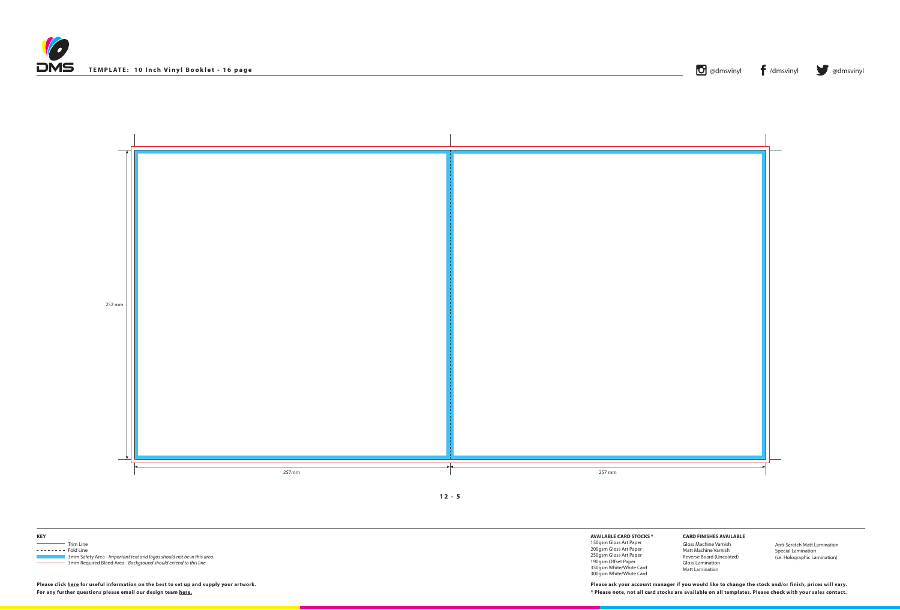**TEMPLATE: 10 Inch Vinyl Booklet - 16 page**

@dmsvinyl /dmsvinyl @dmsvinyl

252 mm

257mm 257 mm

**12 - 5**

**KEY**

Trim Line
Fold Line
3mm Safety Area - *Important text and logos should not be in this area.*
3mm Required Bleed Area - *Background should extend to this line.*

**Please click here for useful information on the best to set up and supply your artwork.**
**For any further questions please email our design team here.**

**AVAILABLE CARD STOCKS ***
150gsm Gloss Art Paper
200gsm Gloss Art Paper
250gsm Gloss Art Paper
190gsm Offset Paper
350gsm White/White Card
300gsm White/White Card

**CARD FINISHES AVAILABLE**
Gloss Machine Varnish
Matt Machine Varnish
Reverse Board (Uncoated)
Gloss Lamination
Matt Lamination
Anti-Scratch Matt Lamination
Special Lamination
(i.e. Holographic Lamination)

**Please ask your account manager if you would like to change the stock and/or finish, prices will vary.**
*** Please note, not all card stocks are available on all templates. Please check with your sales contact.**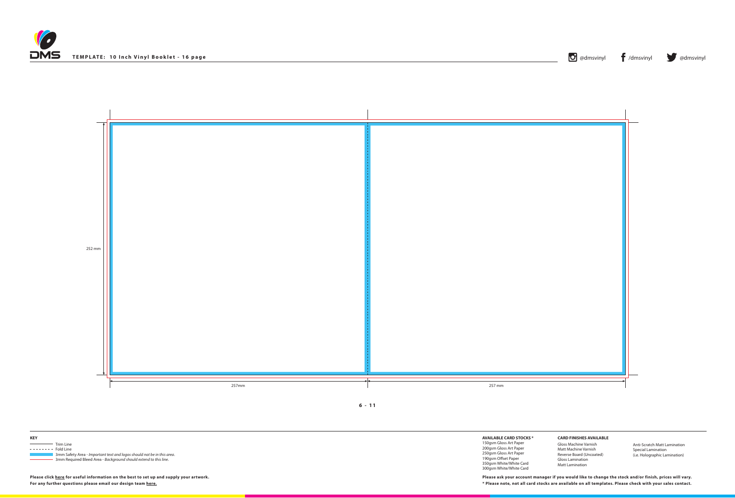**TEMPLATE: 10 Inch Vinyl Booklet - 16 page**

@dmsvinyl /dmsvinyl @dmsvinyl

252 mm

257mm

257 mm

**6 - 11**

**KEY**

- Trim Line
- Fold Line
- 3mm Safety Area - *Important text and logos should not be in this area.*
- 3mm Required Bleed Area - *Background should extend to this line.*

**Please click here for useful information on the best to set up and supply your artwork.**
**For any further questions please email our design team here.**

**AVAILABLE CARD STOCKS \***
150gsm Gloss Art Paper
200gsm Gloss Art Paper
250gsm Gloss Art Paper
190gsm Offset Paper
350gsm White/White Card
300gsm White/White Card

**CARD FINISHES AVAILABLE**
Gloss Machine Varnish
Matt Machine Varnish
Reverse Board (Uncoated)
Gloss Lamination
Matt Lamination

Anti-Scratch Matt Lamination
Special Lamination
(i.e. Holographic Lamination)

**Please ask your account manager if you would like to change the stock and/or finish, prices will vary.**
**\* Please note, not all card stocks are available on all templates. Please check with your sales contact.**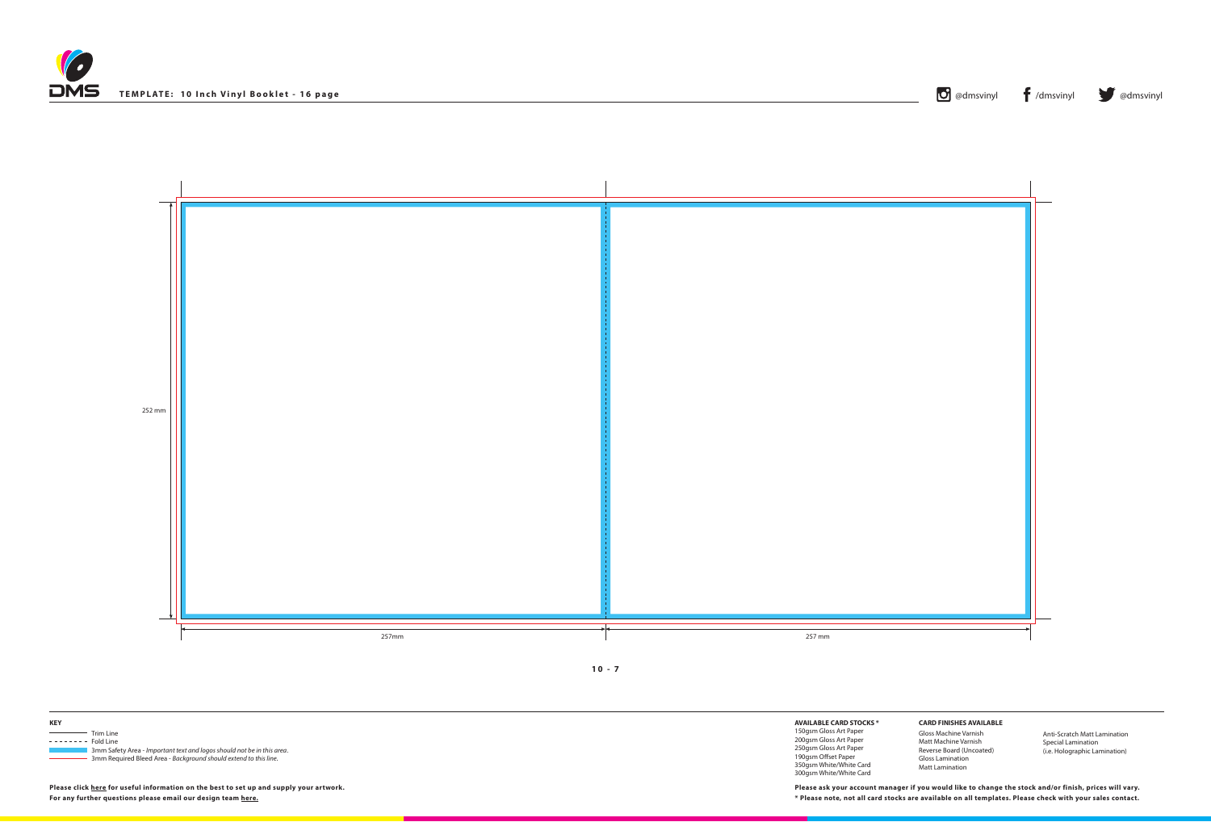**TEMPLATE: 10 Inch Vinyl Booklet - 16 page**

@dmsvinyl /dmsvinyl @dmsvinyl

252 mm

257mm

257 mm

**10 - 7**

**KEY**

- Trim Line
- Fold Line
- 3mm Safety Area - *Important text and logos should not be in this area.*
- 3mm Required Bleed Area - *Background should extend to this line.*

**Please click here for useful information on the best to set up and supply your artwork.**
**For any further questions please email our design team here.**

**AVAILABLE CARD STOCKS \***

150gsm Gloss Art Paper
200gsm Gloss Art Paper
250gsm Gloss Art Paper
190gsm Offset Paper
350gsm White/White Card
300gsm White/White Card

**CARD FINISHES AVAILABLE**

Gloss Machine Varnish
Matt Machine Varnish
Reverse Board (Uncoated)
Gloss Lamination
Matt Lamination
Anti-Scratch Matt Lamination
Special Lamination
(i.e. Holographic Lamination)

**Please ask your account manager if you would like to change the stock and/or finish, prices will vary.**
**\* Please note, not all card stocks are available on all templates. Please check with your sales contact.**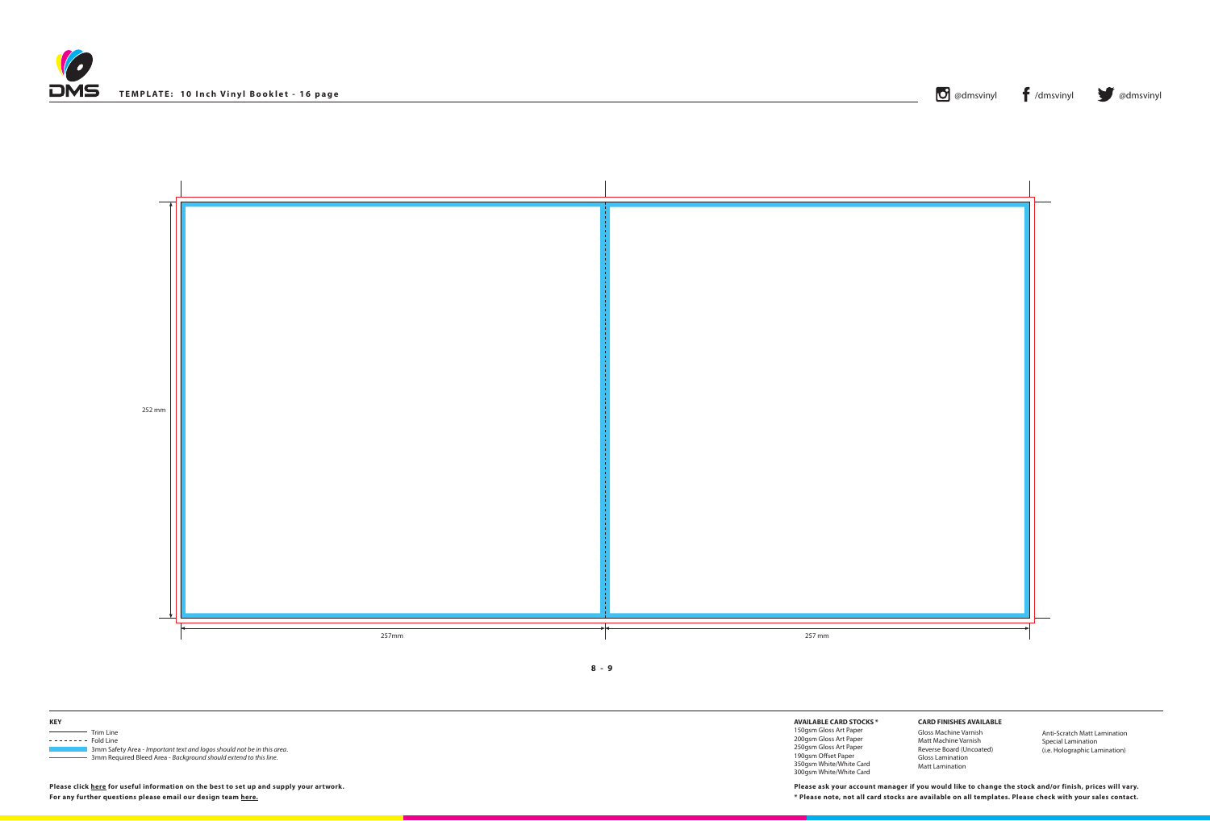**TEMPLATE: 10 Inch Vinyl Booklet - 16 page**

@dmsvinyl /dmsvinyl @dmsvinyl

252 mm

257mm

257 mm

**8 - 9**

**KEY**

Trim Line
Fold Line
3mm Safety Area - *Important text and logos should not be in this area.*
3mm Required Bleed Area - *Background should extend to this line.*

**AVAILABLE CARD STOCKS ***

150gsm Gloss Art Paper
200gsm Gloss Art Paper
250gsm Gloss Art Paper
190gsm Offset Paper
350gsm White/White Card
300gsm White/White Card

**CARD FINISHES AVAILABLE**

Gloss Machine Varnish
Matt Machine Varnish
Reverse Board (Uncoated)
Gloss Lamination
Matt Lamination

Anti-Scratch Matt Lamination
Special Lamination
(i.e. Holographic Lamination)

**Please click here for useful information on the best to set up and supply your artwork.**
**For any further questions please email our design team here.**

**Please ask your account manager if you would like to change the stock and/or finish, prices will vary.**
*** Please note, not all card stocks are available on all templates. Please check with your sales contact.**